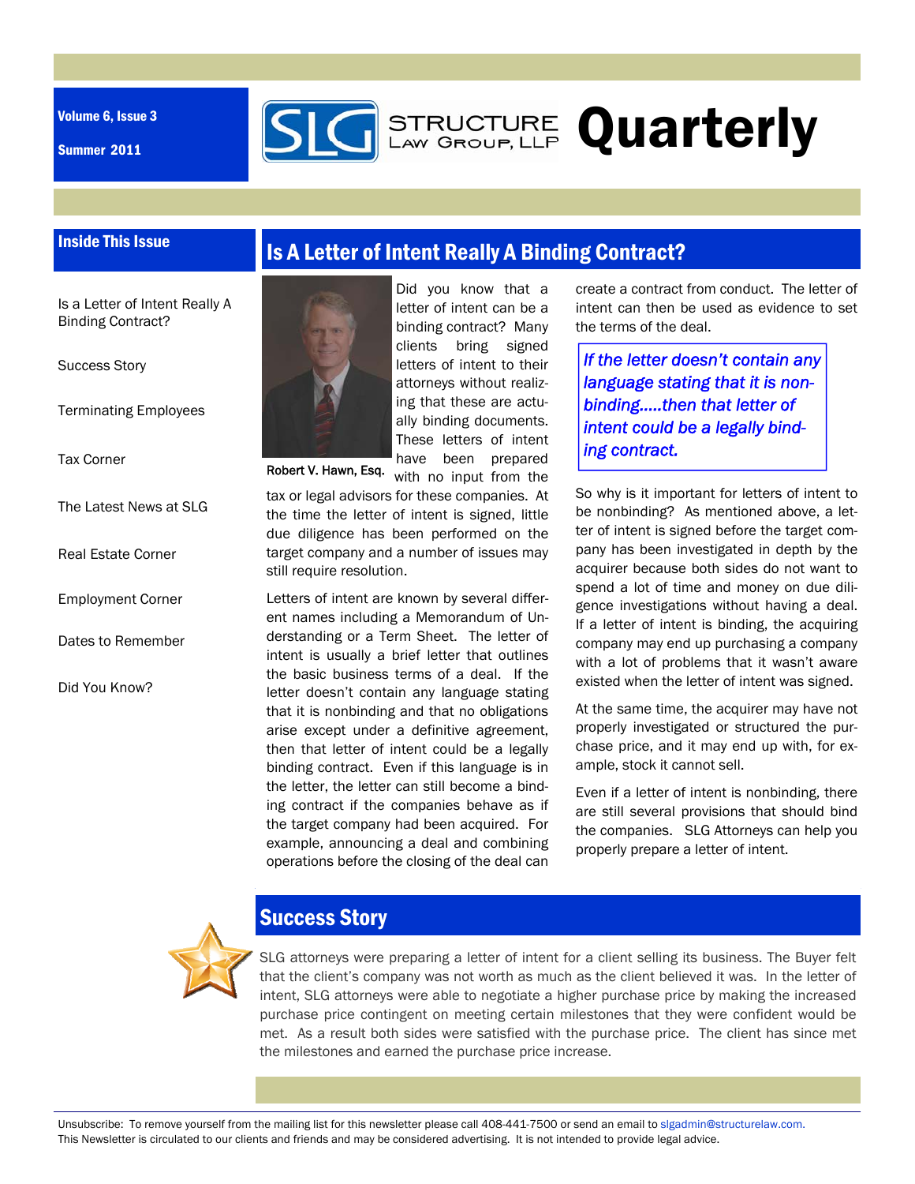Volume 6, Issue 3

Summer 2011

# STRUCTURE Law Group, LLP Quarterly

## Inside This Issue

- Is a Letter of Intent Really A Binding Contract?
- Success Story
- Terminating Employees
- Tax Corner
- The Latest News at SLG
- Real Estate Corner
- Employment Corner
- Dates to Remember
- Did You Know?

## Is A Letter of Intent Really A Binding Contract?

Robert V. Hawn, Esq.

Did you know that a letter of intent can be a binding contract? Many clients bring signed letters of intent to their attorneys without realizing that these are actually binding documents. These letters of intent have been prepared with no input from the tax or legal advisors for these companies. At the time the letter of intent is signed, little due diligence has been performed on the target company and a number of issues may still require resolution.

Letters of intent are known by several different names including a Memorandum of Understanding or a Term Sheet. The letter of intent is usually a brief letter that outlines the basic business terms of a deal. If the letter doesn't contain any language stating that it is nonbinding and that no obligations arise except under a definitive agreement, then that letter of intent could be a legally binding contract. Even if this language is in the letter, the letter can still become a binding contract if the companies behave as if the target company had been acquired. For example, announcing a deal and combining operations before the closing of the deal can create a contract from conduct. The letter of intent can then be used as evidence to set the terms of the deal.

> *If the letter doesn't contain any language stating that it is non-binding.....then that letter of intent could be a legally binding contract.*

So why is it important for letters of intent to be nonbinding? As mentioned above, a letter of intent is signed before the target company has been investigated in depth by the acquirer because both sides do not want to spend a lot of time and money on due diligence investigations without having a deal. If a letter of intent is binding, the acquiring company may end up purchasing a company with a lot of problems that it wasn't aware existed when the letter of intent was signed.

At the same time, the acquirer may have not properly investigated or structured the purchase price, and it may end up with, for example, stock it cannot sell.

Even if a letter of intent is nonbinding, there are still several provisions that should bind the companies. SLG Attorneys can help you properly prepare a letter of intent.

## Success Story

SLG attorneys were preparing a letter of intent for a client selling its business. The Buyer felt that the client's company was not worth as much as the client believed it was. In the letter of intent, SLG attorneys were able to negotiate a higher purchase price by making the increased purchase price contingent on meeting certain milestones that they were confident would be met. As a result both sides were satisfied with the purchase price. The client has since met the milestones and earned the purchase price increase.

Unsubscribe: To remove yourself from the mailing list for this newsletter please call 408-441-7500 or send an email to slgadmin@structurelaw.com.
This Newsletter is circulated to our clients and friends and may be considered advertising. It is not intended to provide legal advice.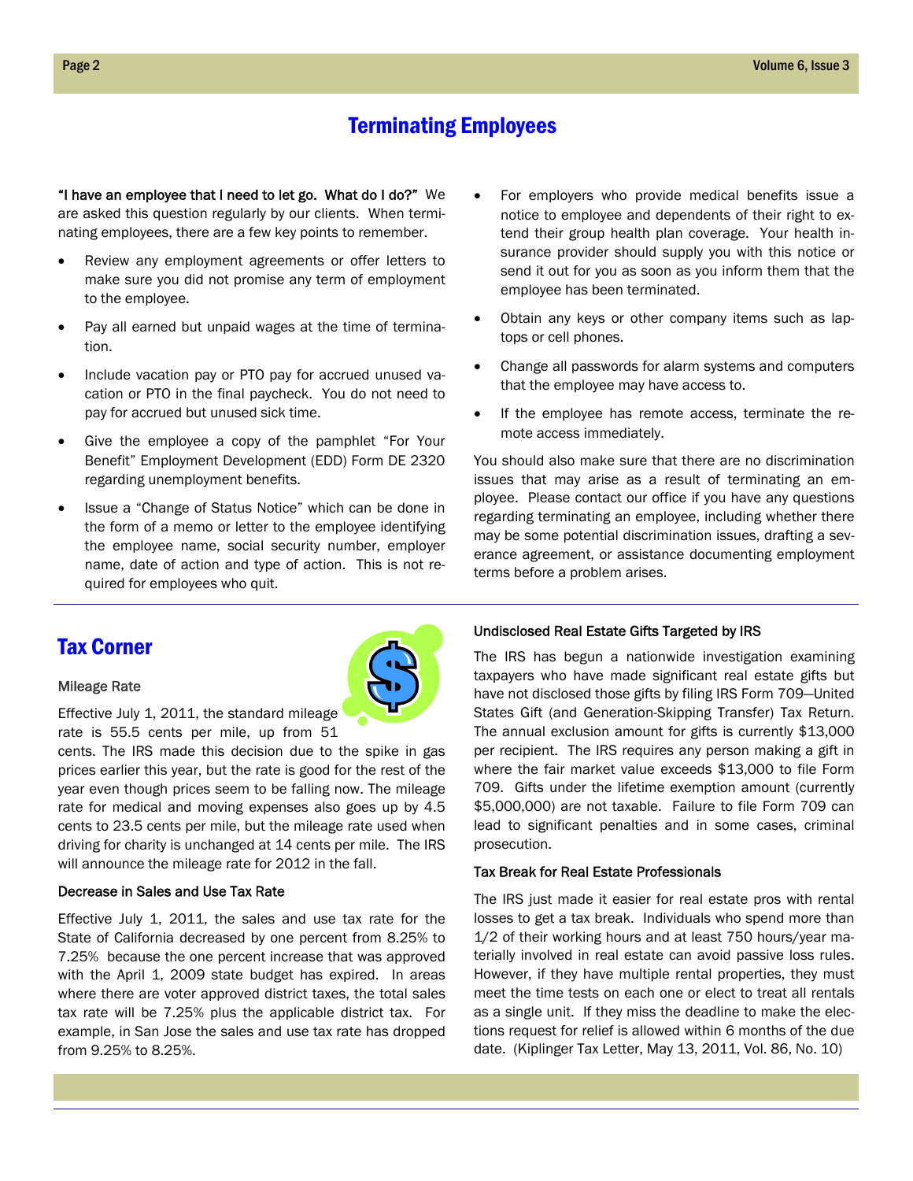# Terminating Employees

**"I have an employee that I need to let go. What do I do?"** We are asked this question regularly by our clients. When terminating employees, there are a few key points to remember.

- Review any employment agreements or offer letters to make sure you did not promise any term of employment to the employee.
- Pay all earned but unpaid wages at the time of termination.
- Include vacation pay or PTO pay for accrued unused vacation or PTO in the final paycheck. You do not need to pay for accrued but unused sick time.
- Give the employee a copy of the pamphlet "For Your Benefit" Employment Development (EDD) Form DE 2320 regarding unemployment benefits.
- Issue a "Change of Status Notice" which can be done in the form of a memo or letter to the employee identifying the employee name, social security number, employer name, date of action and type of action. This is not required for employees who quit.
- For employers who provide medical benefits issue a notice to employee and dependents of their right to extend their group health plan coverage. Your health insurance provider should supply you with this notice or send it out for you as soon as you inform them that the employee has been terminated.
- Obtain any keys or other company items such as laptops or cell phones.
- Change all passwords for alarm systems and computers that the employee may have access to.
- If the employee has remote access, terminate the remote access immediately.

You should also make sure that there are no discrimination issues that may arise as a result of terminating an employee. Please contact our office if you have any questions regarding terminating an employee, including whether there may be some potential discrimination issues, drafting a severance agreement, or assistance documenting employment terms before a problem arises.

## Tax Corner

### Mileage Rate

Effective July 1, 2011, the standard mileage rate is 55.5 cents per mile, up from 51 cents. The IRS made this decision due to the spike in gas prices earlier this year, but the rate is good for the rest of the year even though prices seem to be falling now. The mileage rate for medical and moving expenses also goes up by 4.5 cents to 23.5 cents per mile, but the mileage rate used when driving for charity is unchanged at 14 cents per mile. The IRS will announce the mileage rate for 2012 in the fall.

### Decrease in Sales and Use Tax Rate

Effective July 1, 2011, the sales and use tax rate for the State of California decreased by one percent from 8.25% to 7.25% because the one percent increase that was approved with the April 1, 2009 state budget has expired. In areas where there are voter approved district taxes, the total sales tax rate will be 7.25% plus the applicable district tax. For example, in San Jose the sales and use tax rate has dropped from 9.25% to 8.25%.

### Undisclosed Real Estate Gifts Targeted by IRS

The IRS has begun a nationwide investigation examining taxpayers who have made significant real estate gifts but have not disclosed those gifts by filing IRS Form 709—United States Gift (and Generation-Skipping Transfer) Tax Return. The annual exclusion amount for gifts is currently $13,000 per recipient. The IRS requires any person making a gift in where the fair market value exceeds $13,000 to file Form 709. Gifts under the lifetime exemption amount (currently $5,000,000) are not taxable. Failure to file Form 709 can lead to significant penalties and in some cases, criminal prosecution.

### Tax Break for Real Estate Professionals

The IRS just made it easier for real estate pros with rental losses to get a tax break. Individuals who spend more than 1/2 of their working hours and at least 750 hours/year materially involved in real estate can avoid passive loss rules. However, if they have multiple rental properties, they must meet the time tests on each one or elect to treat all rentals as a single unit. If they miss the deadline to make the elections request for relief is allowed within 6 months of the due date. (Kiplinger Tax Letter, May 13, 2011, Vol. 86, No. 10)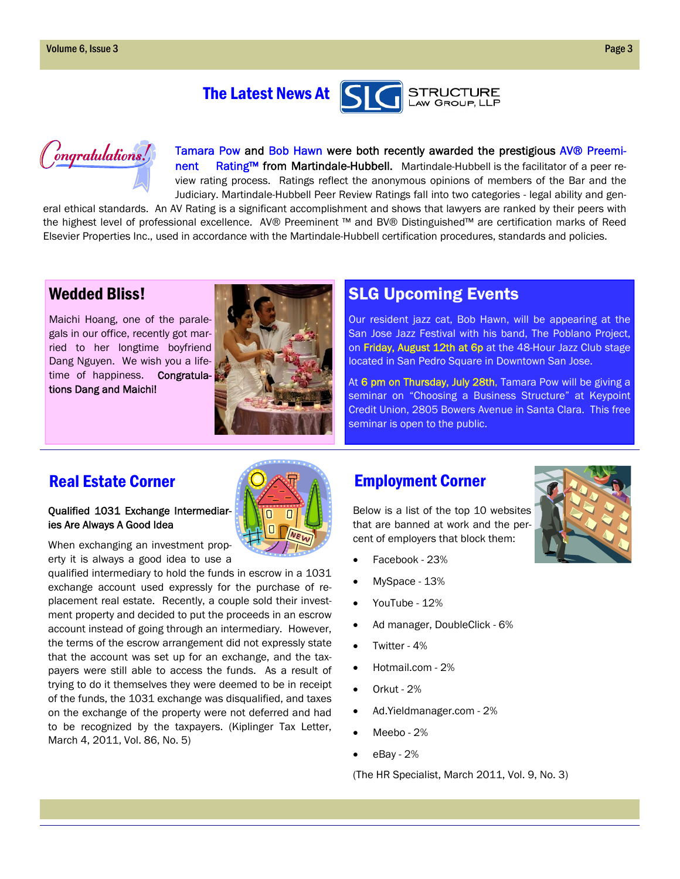# The Latest News At Structure Law Group, LLP

Congratulations!

**Tamara Pow and Bob Hawn were both recently awarded the prestigious AV® Preeminent Rating™ from Martindale-Hubbell.** Martindale-Hubbell is the facilitator of a peer review rating process. Ratings reflect the anonymous opinions of members of the Bar and the Judiciary. Martindale-Hubbell Peer Review Ratings fall into two categories - legal ability and general ethical standards. An AV Rating is a significant accomplishment and shows that lawyers are ranked by their peers with the highest level of professional excellence. AV® Preeminent ™ and BV® Distinguished™ are certification marks of Reed Elsevier Properties Inc., used in accordance with the Martindale-Hubbell certification procedures, standards and policies.

## Wedded Bliss!

Maichi Hoang, one of the paralegals in our office, recently got married to her longtime boyfriend Dang Nguyen. We wish you a lifetime of happiness. **Congratulations Dang and Maichi!**

## SLG Upcoming Events

Our resident jazz cat, Bob Hawn, will be appearing at the San Jose Jazz Festival with his band, The Poblano Project, on Friday, August 12th at 6p at the 48-Hour Jazz Club stage located in San Pedro Square in Downtown San Jose.

At 6 pm on Thursday, July 28th, Tamara Pow will be giving a seminar on "Choosing a Business Structure" at Keypoint Credit Union, 2805 Bowers Avenue in Santa Clara. This free seminar is open to the public.

## Real Estate Corner

### Qualified 1031 Exchange Intermediaries Are Always A Good Idea

When exchanging an investment property it is always a good idea to use a qualified intermediary to hold the funds in escrow in a 1031 exchange account used expressly for the purchase of replacement real estate. Recently, a couple sold their investment property and decided to put the proceeds in an escrow account instead of going through an intermediary. However, the terms of the escrow arrangement did not expressly state that the account was set up for an exchange, and the taxpayers were still able to access the funds. As a result of trying to do it themselves they were deemed to be in receipt of the funds, the 1031 exchange was disqualified, and taxes on the exchange of the property were not deferred and had to be recognized by the taxpayers. (Kiplinger Tax Letter, March 4, 2011, Vol. 86, No. 5)

## Employment Corner

Below is a list of the top 10 websites that are banned at work and the percent of employers that block them:

- Facebook - 23%
- MySpace - 13%
- YouTube - 12%
- Ad manager, DoubleClick - 6%
- Twitter - 4%
- Hotmail.com - 2%
- Orkut - 2%
- Ad.Yieldmanager.com - 2%
- Meebo - 2%
- eBay - 2%

(The HR Specialist, March 2011, Vol. 9, No. 3)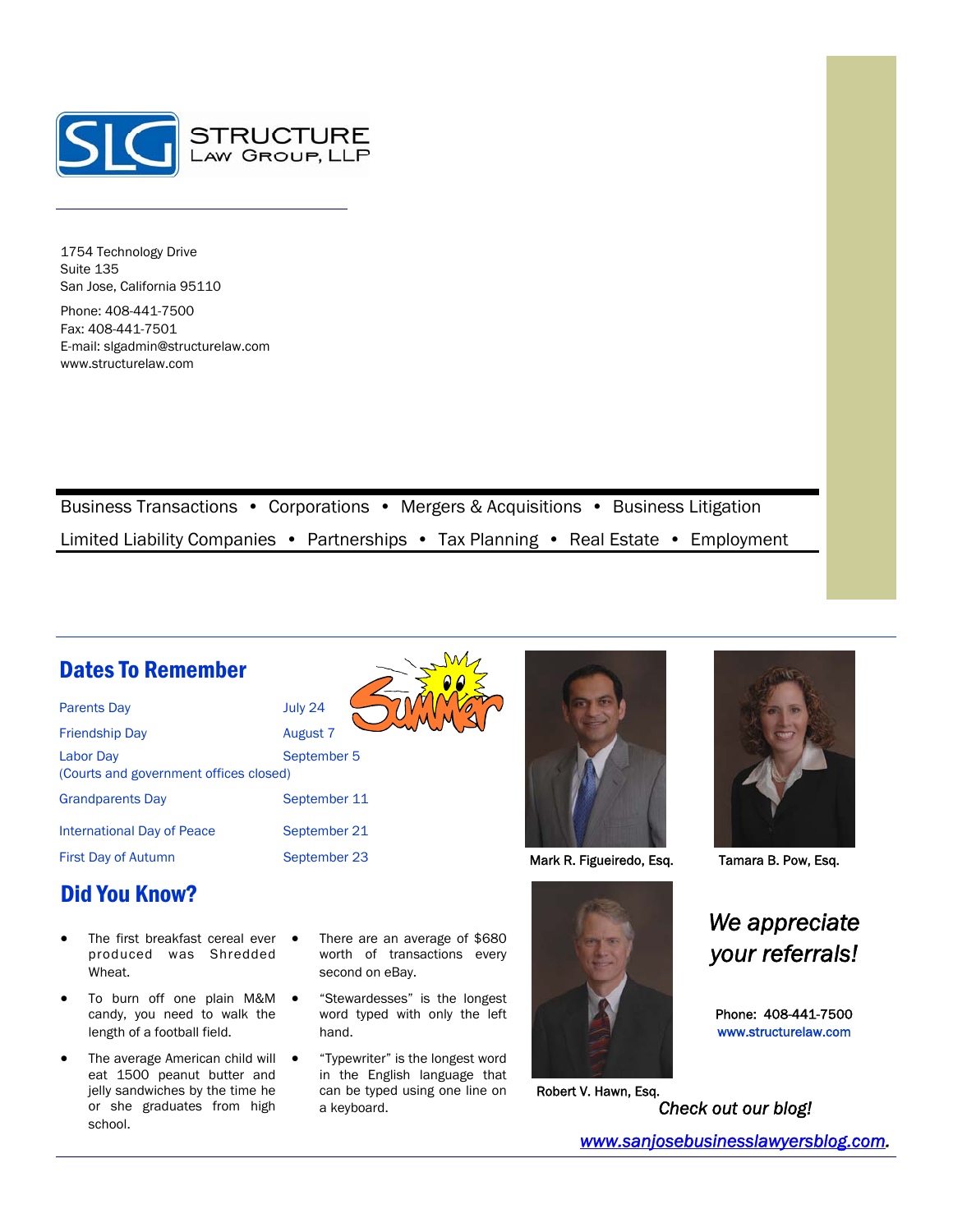**STRUCTURE LAW GROUP, LLP**

1754 Technology Drive
Suite 135
San Jose, California 95110

Phone: 408-441-7500
Fax: 408-441-7501
E-mail: slgadmin@structurelaw.com
www.structurelaw.com

Business Transactions • Corporations • Mergers & Acquisitions • Business Litigation

Limited Liability Companies • Partnerships • Tax Planning • Real Estate • Employment

## Dates To Remember

| | |
|---|---|
| Parents Day | July 24 |
| Friendship Day | August 7 |
| Labor Day (Courts and government offices closed) | September 5 |
| Grandparents Day | September 11 |
| International Day of Peace | September 21 |
| First Day of Autumn | September 23 |

## Did You Know?

- The first breakfast cereal ever produced was Shredded Wheat.
- To burn off one plain M&M candy, you need to walk the length of a football field.
- The average American child will eat 1500 peanut butter and jelly sandwiches by the time he or she graduates from high school.
- There are an average of $680 worth of transactions every second on eBay.
- "Stewardesses" is the longest word typed with only the left hand.
- "Typewriter" is the longest word in the English language that can be typed using one line on a keyboard.

Mark R. Figueiredo, Esq.

Tamara B. Pow, Esq.

Robert V. Hawn, Esq.

*We appreciate your referrals!*

Phone: 408-441-7500
www.structurelaw.com

*Check out our blog!*

*www.sanjosebusinesslawyersblog.com.*